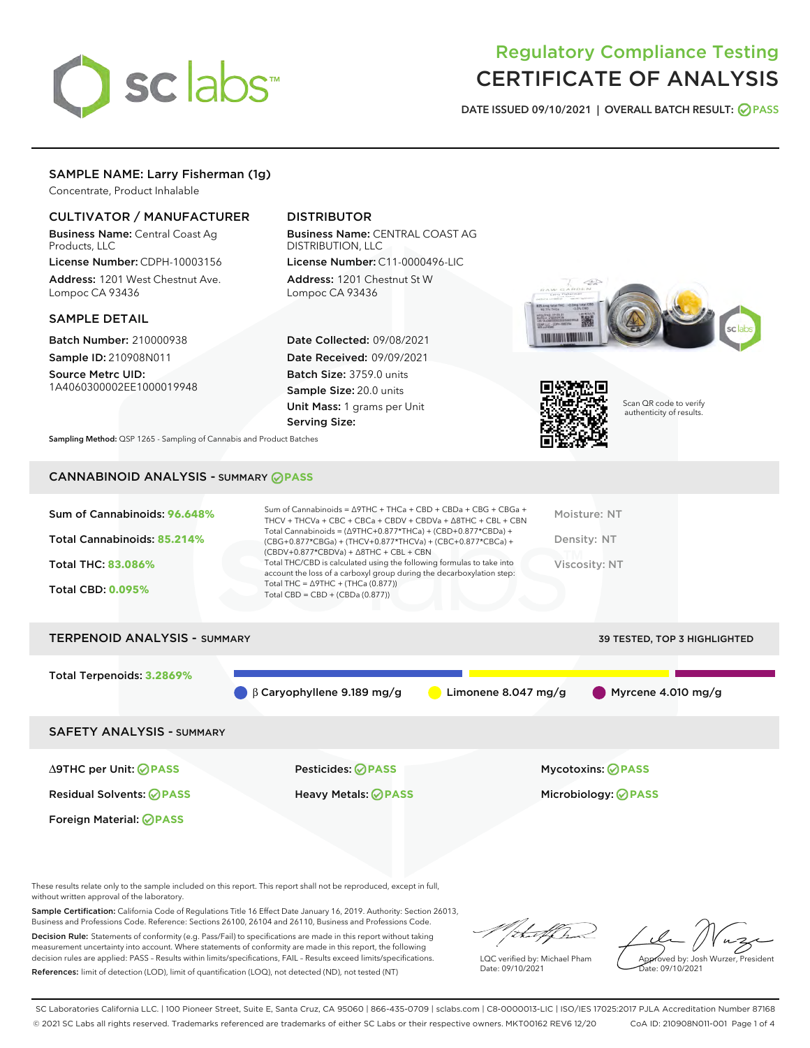# Regulatory Compliance Testing
# CERTIFICATE OF ANALYSIS

**DATE ISSUED** 09/10/2021 | **OVERALL BATCH RESULT:** PASS

## SAMPLE NAME: Larry Fisherman (1g)

Concentrate, Product Inhalable

### CULTIVATOR / MANUFACTURER

**Business Name:** Central Coast Ag Products, LLC

**License Number:** CDPH-10003156

**Address:** 1201 West Chestnut Ave. Lompoc CA 93436

### DISTRIBUTOR

**Business Name:** CENTRAL COAST AG DISTRIBUTION, LLC

**License Number:** C11-0000496-LIC

**Address:** 1201 Chestnut St W Lompoc CA 93436

### SAMPLE DETAIL

**Batch Number:** 210000938

**Sample ID:** 210908N011

**Source Metrc UID:** 1A4060300002EE1000019948

**Date Collected:** 09/08/2021

**Date Received:** 09/09/2021

**Batch Size:** 3759.0 units

**Sample Size:** 20.0 units

**Unit Mass:** 1 grams per Unit

**Serving Size:**

Scan QR code to verify authenticity of results.

**Sampling Method:** QSP 1265 - Sampling of Cannabis and Product Batches

## CANNABINOID ANALYSIS - SUMMARY PASS

**Sum of Cannabinoids: 96.648%**

**Total Cannabinoids: 85.214%**

**Total THC: 83.086%**

**Total CBD: 0.095%**

Sum of Cannabinoids = Δ9THC + THCa + CBD + CBDa + CBG + CBGa + THCV + THCVa + CBC + CBCa + CBDV + CBDVa + Δ8THC + CBL + CBN

Total Cannabinoids = (Δ9THC+0.877*THCa) + (CBD+0.877*CBDa) + (CBG+0.877*CBGa) + (THCV+0.877*THCVa) + (CBC+0.877*CBCa) + (CBDV+0.877*CBDVa) + Δ8THC + CBL + CBN

Total THC/CBD is calculated using the following formulas to take into account the loss of a carboxyl group during the decarboxylation step:

Total THC = Δ9THC + (THCa (0.877))

Total CBD = CBD + (CBDa (0.877))

Moisture: NT

Density: NT

Viscosity: NT

## TERPENOID ANALYSIS - SUMMARY

39 TESTED, TOP 3 HIGHLIGHTED

**Total Terpenoids: 3.2869%**

β Caryophyllene 9.189 mg/g | Limonene 8.047 mg/g | Myrcene 4.010 mg/g

## SAFETY ANALYSIS - SUMMARY

| | | |
|---|---|---|
| Δ9THC per Unit: PASS | Pesticides: PASS | Mycotoxins: PASS |
| Residual Solvents: PASS | Heavy Metals: PASS | Microbiology: PASS |
| Foreign Material: PASS | | |

These results relate only to the sample included on this report. This report shall not be reproduced, except in full, without written approval of the laboratory.

**Sample Certification:** California Code of Regulations Title 16 Effect Date January 16, 2019. Authority: Section 26013, Business and Professions Code. Reference: Sections 26100, 26104 and 26110, Business and Professions Code.

**Decision Rule:** Statements of conformity (e.g. Pass/Fail) to specifications are made in this report without taking measurement uncertainty into account. Where statements of conformity are made in this report, the following decision rules are applied: PASS – Results within limits/specifications, FAIL – Results exceed limits/specifications.

**References:** limit of detection (LOD), limit of quantification (LOQ), not detected (ND), not tested (NT)

LQC verified by: Michael Pham
Date: 09/10/2021

Approved by: Josh Wurzer, President
Date: 09/10/2021

SC Laboratories California LLC. | 100 Pioneer Street, Suite E, Santa Cruz, CA 95060 | 866-435-0709 | sclabs.com | C8-0000013-LIC | ISO/IES 17025:2017 PJLA Accreditation Number 87168
© 2021 SC Labs all rights reserved. Trademarks referenced are trademarks of either SC Labs or their respective owners. MKT00162 REV6 12/20 CoA ID: 210908N011-001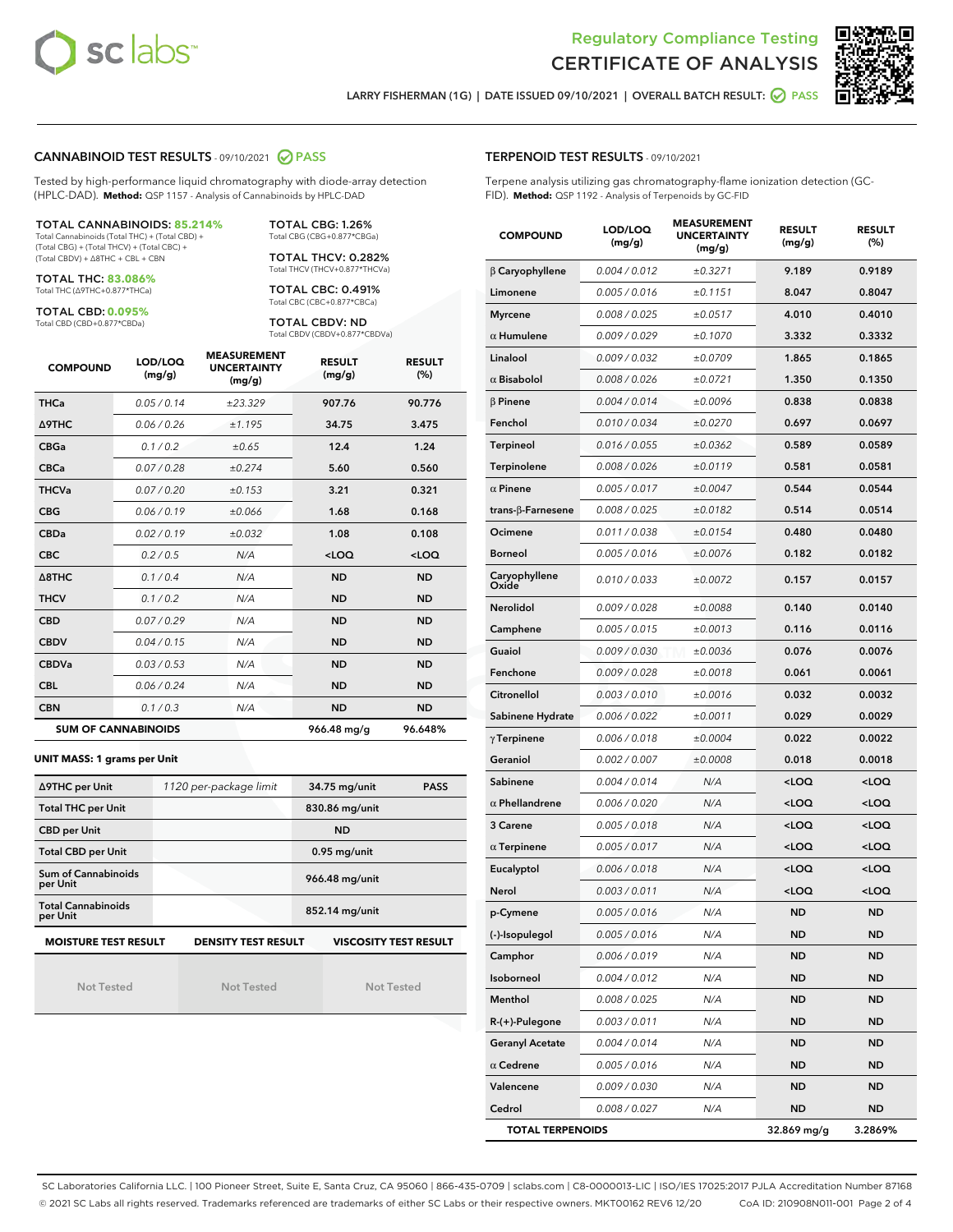Regulatory Compliance Testing
CERTIFICATE OF ANALYSIS

LARRY FISHERMAN (1G) | DATE ISSUED 09/10/2021 | OVERALL BATCH RESULT: PASS

## CANNABINOID TEST RESULTS - 09/10/2021 PASS

Tested by high-performance liquid chromatography with diode-array detection (HPLC-DAD). **Method:** QSP 1157 - Analysis of Cannabinoids by HPLC-DAD

**TOTAL CANNABINOIDS: 85.214%**
Total Cannabinoids (Total THC) + (Total CBD) + (Total CBG) + (Total THCV) + (Total CBC) + (Total CBDV) + Δ8THC + CBL + CBN

**TOTAL THC: 83.086%**
Total THC (Δ9THC+0.877*THCa)

**TOTAL CBD: 0.095%**
Total CBD (CBD+0.877*CBDa)

**TOTAL CBG: 1.26%**
Total CBG (CBG+0.877*CBGa)

**TOTAL THCV: 0.282%**
Total THCV (THCV+0.877*THCVa)

**TOTAL CBC: 0.491%**
Total CBC (CBC+0.877*CBCa)

**TOTAL CBDV: ND**
Total CBDV (CBDV+0.877*CBDVa)

| COMPOUND | LOD/LOQ (mg/g) | MEASUREMENT UNCERTAINTY (mg/g) | RESULT (mg/g) | RESULT (%) |
|---|---|---|---|---|
| THCa | 0.05 / 0.14 | ±23.329 | 907.76 | 90.776 |
| Δ9THC | 0.06 / 0.26 | ±1.195 | 34.75 | 3.475 |
| CBGa | 0.1 / 0.2 | ±0.65 | 12.4 | 1.24 |
| CBCa | 0.07 / 0.28 | ±0.274 | 5.60 | 0.560 |
| THCVa | 0.07 / 0.20 | ±0.153 | 3.21 | 0.321 |
| CBG | 0.06 / 0.19 | ±0.066 | 1.68 | 0.168 |
| CBDa | 0.02 / 0.19 | ±0.032 | 1.08 | 0.108 |
| CBC | 0.2 / 0.5 | N/A | <LOQ | <LOQ |
| Δ8THC | 0.1 / 0.4 | N/A | ND | ND |
| THCV | 0.1 / 0.2 | N/A | ND | ND |
| CBD | 0.07 / 0.29 | N/A | ND | ND |
| CBDV | 0.04 / 0.15 | N/A | ND | ND |
| CBDVa | 0.03 / 0.53 | N/A | ND | ND |
| CBL | 0.06 / 0.24 | N/A | ND | ND |
| CBN | 0.1 / 0.3 | N/A | ND | ND |
| **SUM OF CANNABINOIDS** | | | **966.48 mg/g** | **96.648%** |

**UNIT MASS: 1 grams per Unit**

| | | | |
|---|---|---|---|
| Δ9THC per Unit | 1120 per-package limit | 34.75 mg/unit | PASS |
| Total THC per Unit | | 830.86 mg/unit | |
| CBD per Unit | | ND | |
| Total CBD per Unit | | 0.95 mg/unit | |
| Sum of Cannabinoids per Unit | | 966.48 mg/unit | |
| Total Cannabinoids per Unit | | 852.14 mg/unit | |

| MOISTURE TEST RESULT | DENSITY TEST RESULT | VISCOSITY TEST RESULT |
|---|---|---|
| Not Tested | Not Tested | Not Tested |

## TERPENOID TEST RESULTS - 09/10/2021

Terpene analysis utilizing gas chromatography-flame ionization detection (GC-FID). **Method:** QSP 1192 - Analysis of Terpenoids by GC-FID

| COMPOUND | LOD/LOQ (mg/g) | MEASUREMENT UNCERTAINTY (mg/g) | RESULT (mg/g) | RESULT (%) |
|---|---|---|---|---|
| β Caryophyllene | 0.004 / 0.012 | ±0.3271 | 9.189 | 0.9189 |
| Limonene | 0.005 / 0.016 | ±0.1151 | 8.047 | 0.8047 |
| Myrcene | 0.008 / 0.025 | ±0.0517 | 4.010 | 0.4010 |
| α Humulene | 0.009 / 0.029 | ±0.1070 | 3.332 | 0.3332 |
| Linalool | 0.009 / 0.032 | ±0.0709 | 1.865 | 0.1865 |
| α Bisabolol | 0.008 / 0.026 | ±0.0721 | 1.350 | 0.1350 |
| β Pinene | 0.004 / 0.014 | ±0.0096 | 0.838 | 0.0838 |
| Fenchol | 0.010 / 0.034 | ±0.0270 | 0.697 | 0.0697 |
| Terpineol | 0.016 / 0.055 | ±0.0362 | 0.589 | 0.0589 |
| Terpinolene | 0.008 / 0.026 | ±0.0119 | 0.581 | 0.0581 |
| α Pinene | 0.005 / 0.017 | ±0.0047 | 0.544 | 0.0544 |
| trans-β-Farnesene | 0.008 / 0.025 | ±0.0182 | 0.514 | 0.0514 |
| Ocimene | 0.011 / 0.038 | ±0.0154 | 0.480 | 0.0480 |
| Borneol | 0.005 / 0.016 | ±0.0076 | 0.182 | 0.0182 |
| Caryophyllene Oxide | 0.010 / 0.033 | ±0.0072 | 0.157 | 0.0157 |
| Nerolidol | 0.009 / 0.028 | ±0.0088 | 0.140 | 0.0140 |
| Camphene | 0.005 / 0.015 | ±0.0013 | 0.116 | 0.0116 |
| Guaiol | 0.009 / 0.030 | ±0.0036 | 0.076 | 0.0076 |
| Fenchone | 0.009 / 0.028 | ±0.0018 | 0.061 | 0.0061 |
| Citronellol | 0.003 / 0.010 | ±0.0016 | 0.032 | 0.0032 |
| Sabinene Hydrate | 0.006 / 0.022 | ±0.0011 | 0.029 | 0.0029 |
| γ Terpinene | 0.006 / 0.018 | ±0.0004 | 0.022 | 0.0022 |
| Geraniol | 0.002 / 0.007 | ±0.0008 | 0.018 | 0.0018 |
| Sabinene | 0.004 / 0.014 | N/A | <LOQ | <LOQ |
| α Phellandrene | 0.006 / 0.020 | N/A | <LOQ | <LOQ |
| 3 Carene | 0.005 / 0.018 | N/A | <LOQ | <LOQ |
| α Terpinene | 0.005 / 0.017 | N/A | <LOQ | <LOQ |
| Eucalyptol | 0.006 / 0.018 | N/A | <LOQ | <LOQ |
| Nerol | 0.003 / 0.011 | N/A | <LOQ | <LOQ |
| p-Cymene | 0.005 / 0.016 | N/A | ND | ND |
| (-)-Isopulegol | 0.005 / 0.016 | N/A | ND | ND |
| Camphor | 0.006 / 0.019 | N/A | ND | ND |
| Isoborneol | 0.004 / 0.012 | N/A | ND | ND |
| Menthol | 0.008 / 0.025 | N/A | ND | ND |
| R-(+)-Pulegone | 0.003 / 0.011 | N/A | ND | ND |
| Geranyl Acetate | 0.004 / 0.014 | N/A | ND | ND |
| α Cedrene | 0.005 / 0.016 | N/A | ND | ND |
| Valencene | 0.009 / 0.030 | N/A | ND | ND |
| Cedrol | 0.008 / 0.027 | N/A | ND | ND |
| **TOTAL TERPENOIDS** | | | **32.869 mg/g** | **3.2869%** |

SC Laboratories California LLC. | 100 Pioneer Street, Suite E, Santa Cruz, CA 95060 | 866-435-0709 | sclabs.com | C8-0000013-LIC | ISO/IES 17025:2017 PJLA Accreditation Number 87168
© 2021 SC Labs all rights reserved. Trademarks referenced are trademarks of either SC Labs or their respective owners. MKT00162 REV6 12/20 CoA ID: 210908N011-001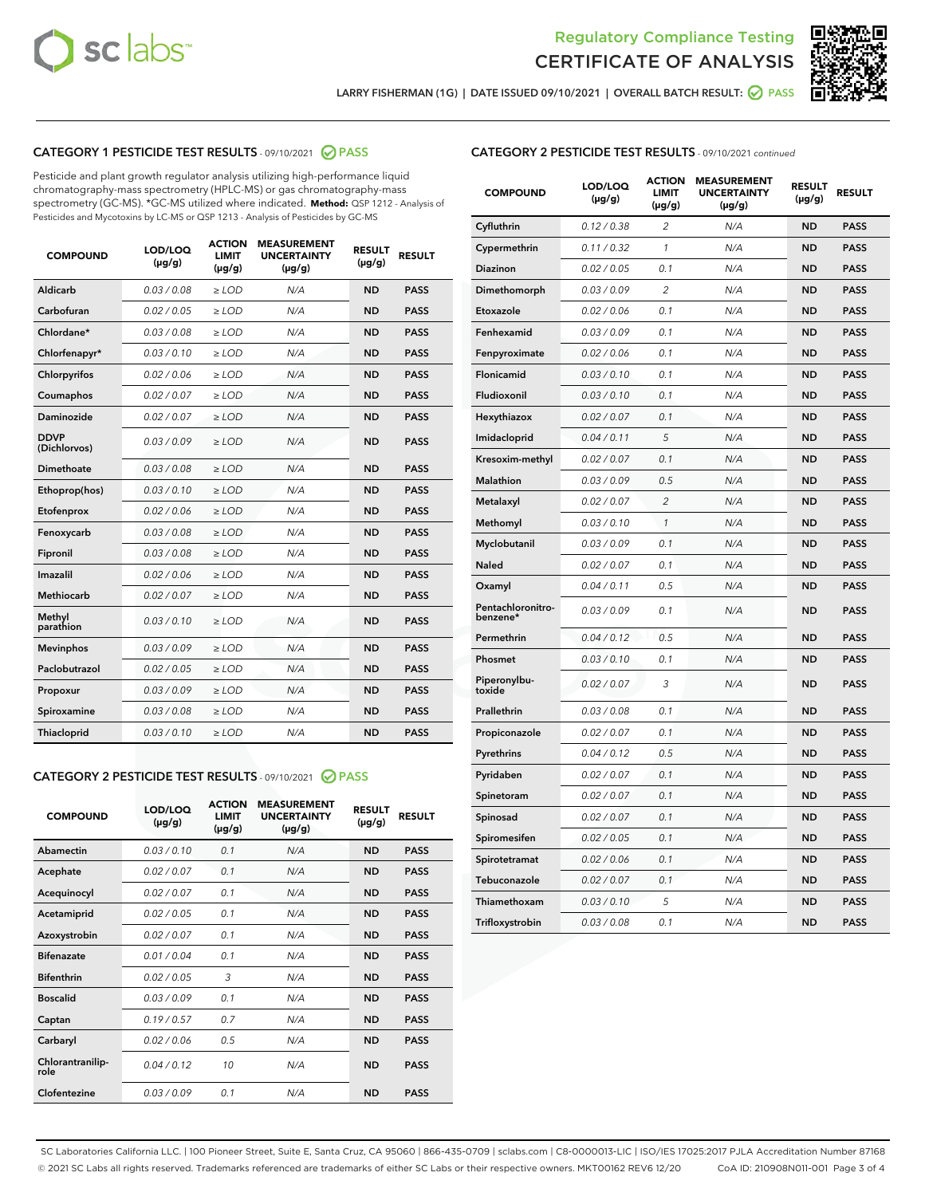Regulatory Compliance Testing
CERTIFICATE OF ANALYSIS

LARRY FISHERMAN (1G) | DATE ISSUED 09/10/2021 | OVERALL BATCH RESULT: PASS

## CATEGORY 1 PESTICIDE TEST RESULTS - 09/10/2021 PASS

Pesticide and plant growth regulator analysis utilizing high-performance liquid chromatography-mass spectrometry (HPLC-MS) or gas chromatography-mass spectrometry (GC-MS). *GC-MS utilized where indicated. **Method:** QSP 1212 - Analysis of Pesticides and Mycotoxins by LC-MS or QSP 1213 - Analysis of Pesticides by GC-MS

| COMPOUND | LOD/LOQ (µg/g) | ACTION LIMIT (µg/g) | MEASUREMENT UNCERTAINTY (µg/g) | RESULT (µg/g) | RESULT |
|---|---|---|---|---|---|
| Aldicarb | 0.03 / 0.08 | ≥ LOD | N/A | ND | PASS |
| Carbofuran | 0.02 / 0.05 | ≥ LOD | N/A | ND | PASS |
| Chlordane* | 0.03 / 0.08 | ≥ LOD | N/A | ND | PASS |
| Chlorfenapyr* | 0.03 / 0.10 | ≥ LOD | N/A | ND | PASS |
| Chlorpyrifos | 0.02 / 0.06 | ≥ LOD | N/A | ND | PASS |
| Coumaphos | 0.02 / 0.07 | ≥ LOD | N/A | ND | PASS |
| Daminozide | 0.02 / 0.07 | ≥ LOD | N/A | ND | PASS |
| DDVP (Dichlorvos) | 0.03 / 0.09 | ≥ LOD | N/A | ND | PASS |
| Dimethoate | 0.03 / 0.08 | ≥ LOD | N/A | ND | PASS |
| Ethoprop(hos) | 0.03 / 0.10 | ≥ LOD | N/A | ND | PASS |
| Etofenprox | 0.02 / 0.06 | ≥ LOD | N/A | ND | PASS |
| Fenoxycarb | 0.03 / 0.08 | ≥ LOD | N/A | ND | PASS |
| Fipronil | 0.03 / 0.08 | ≥ LOD | N/A | ND | PASS |
| Imazalil | 0.02 / 0.06 | ≥ LOD | N/A | ND | PASS |
| Methiocarb | 0.02 / 0.07 | ≥ LOD | N/A | ND | PASS |
| Methyl parathion | 0.03 / 0.10 | ≥ LOD | N/A | ND | PASS |
| Mevinphos | 0.03 / 0.09 | ≥ LOD | N/A | ND | PASS |
| Paclobutrazol | 0.02 / 0.05 | ≥ LOD | N/A | ND | PASS |
| Propoxur | 0.03 / 0.09 | ≥ LOD | N/A | ND | PASS |
| Spiroxamine | 0.03 / 0.08 | ≥ LOD | N/A | ND | PASS |
| Thiacloprid | 0.03 / 0.10 | ≥ LOD | N/A | ND | PASS |

## CATEGORY 2 PESTICIDE TEST RESULTS - 09/10/2021 PASS

| COMPOUND | LOD/LOQ (µg/g) | ACTION LIMIT (µg/g) | MEASUREMENT UNCERTAINTY (µg/g) | RESULT (µg/g) | RESULT |
|---|---|---|---|---|---|
| Abamectin | 0.03 / 0.10 | 0.1 | N/A | ND | PASS |
| Acephate | 0.02 / 0.07 | 0.1 | N/A | ND | PASS |
| Acequinocyl | 0.02 / 0.07 | 0.1 | N/A | ND | PASS |
| Acetamiprid | 0.02 / 0.05 | 0.1 | N/A | ND | PASS |
| Azoxystrobin | 0.02 / 0.07 | 0.1 | N/A | ND | PASS |
| Bifenazate | 0.01 / 0.04 | 0.1 | N/A | ND | PASS |
| Bifenthrin | 0.02 / 0.05 | 3 | N/A | ND | PASS |
| Boscalid | 0.03 / 0.09 | 0.1 | N/A | ND | PASS |
| Captan | 0.19 / 0.57 | 0.7 | N/A | ND | PASS |
| Carbaryl | 0.02 / 0.06 | 0.5 | N/A | ND | PASS |
| Chlorantraniliprole | 0.04 / 0.12 | 10 | N/A | ND | PASS |
| Clofentezine | 0.03 / 0.09 | 0.1 | N/A | ND | PASS |
| Cyfluthrin | 0.12 / 0.38 | 2 | N/A | ND | PASS |
| Cypermethrin | 0.11 / 0.32 | 1 | N/A | ND | PASS |
| Diazinon | 0.02 / 0.05 | 0.1 | N/A | ND | PASS |
| Dimethomorph | 0.03 / 0.09 | 2 | N/A | ND | PASS |
| Etoxazole | 0.02 / 0.06 | 0.1 | N/A | ND | PASS |
| Fenhexamid | 0.03 / 0.09 | 0.1 | N/A | ND | PASS |
| Fenpyroximate | 0.02 / 0.06 | 0.1 | N/A | ND | PASS |
| Flonicamid | 0.03 / 0.10 | 0.1 | N/A | ND | PASS |
| Fludioxonil | 0.03 / 0.10 | 0.1 | N/A | ND | PASS |
| Hexythiazox | 0.02 / 0.07 | 0.1 | N/A | ND | PASS |
| Imidacloprid | 0.04 / 0.11 | 5 | N/A | ND | PASS |
| Kresoxim-methyl | 0.02 / 0.07 | 0.1 | N/A | ND | PASS |
| Malathion | 0.03 / 0.09 | 0.5 | N/A | ND | PASS |
| Metalaxyl | 0.02 / 0.07 | 2 | N/A | ND | PASS |
| Methomyl | 0.03 / 0.10 | 1 | N/A | ND | PASS |
| Myclobutanil | 0.03 / 0.09 | 0.1 | N/A | ND | PASS |
| Naled | 0.02 / 0.07 | 0.1 | N/A | ND | PASS |
| Oxamyl | 0.04 / 0.11 | 0.5 | N/A | ND | PASS |
| Pentachloronitrobenzene* | 0.03 / 0.09 | 0.1 | N/A | ND | PASS |
| Permethrin | 0.04 / 0.12 | 0.5 | N/A | ND | PASS |
| Phosmet | 0.03 / 0.10 | 0.1 | N/A | ND | PASS |
| Piperonylbutoxide | 0.02 / 0.07 | 3 | N/A | ND | PASS |
| Prallethrin | 0.03 / 0.08 | 0.1 | N/A | ND | PASS |
| Propiconazole | 0.02 / 0.07 | 0.1 | N/A | ND | PASS |
| Pyrethrins | 0.04 / 0.12 | 0.5 | N/A | ND | PASS |
| Pyridaben | 0.02 / 0.07 | 0.1 | N/A | ND | PASS |
| Spinetoram | 0.02 / 0.07 | 0.1 | N/A | ND | PASS |
| Spinosad | 0.02 / 0.07 | 0.1 | N/A | ND | PASS |
| Spiromesifen | 0.02 / 0.05 | 0.1 | N/A | ND | PASS |
| Spirotetramat | 0.02 / 0.06 | 0.1 | N/A | ND | PASS |
| Tebuconazole | 0.02 / 0.07 | 0.1 | N/A | ND | PASS |
| Thiamethoxam | 0.03 / 0.10 | 5 | N/A | ND | PASS |
| Trifloxystrobin | 0.03 / 0.08 | 0.1 | N/A | ND | PASS |

SC Laboratories California LLC. | 100 Pioneer Street, Suite E, Santa Cruz, CA 95060 | 866-435-0709 | sclabs.com | C8-0000013-LIC | ISO/IES 17025:2017 PJLA Accreditation Number 87168
© 2021 SC Labs all rights reserved. Trademarks referenced are trademarks of either SC Labs or their respective owners. MKT00162 REV6 12/20 CoA ID: 210908N011-001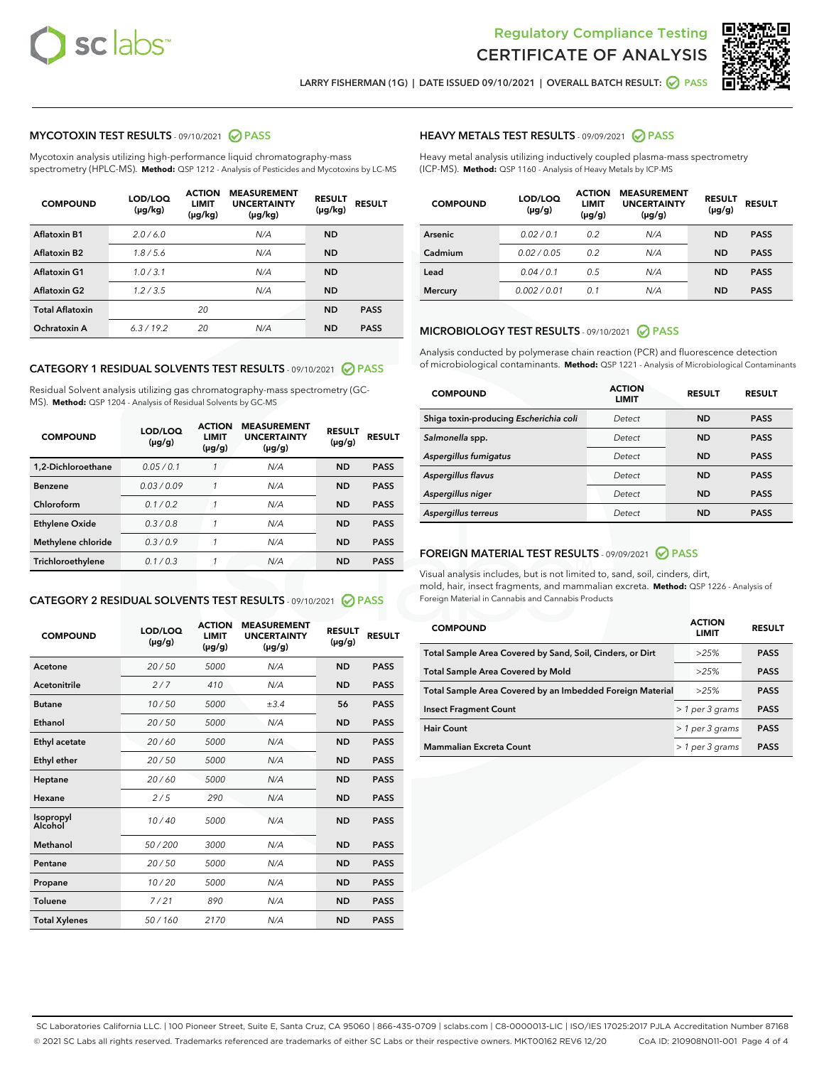Regulatory Compliance Testing

# CERTIFICATE OF ANALYSIS

LARRY FISHERMAN (1G) | DATE ISSUED 09/10/2021 | OVERALL BATCH RESULT: PASS

## MYCOTOXIN TEST RESULTS - 09/10/2021 PASS

Mycotoxin analysis utilizing high-performance liquid chromatography-mass spectrometry (HPLC-MS). **Method:** QSP 1212 - Analysis of Pesticides and Mycotoxins by LC-MS

| COMPOUND | LOD/LOQ (μg/kg) | ACTION LIMIT (μg/kg) | MEASUREMENT UNCERTAINTY (μg/kg) | RESULT (μg/kg) | RESULT |
|---|---|---|---|---|---|
| Aflatoxin B1 | 2.0 / 6.0 | | N/A | ND | |
| Aflatoxin B2 | 1.8 / 5.6 | | N/A | ND | |
| Aflatoxin G1 | 1.0 / 3.1 | | N/A | ND | |
| Aflatoxin G2 | 1.2 / 3.5 | | N/A | ND | |
| Total Aflatoxin | | 20 | | ND | PASS |
| Ochratoxin A | 6.3 / 19.2 | 20 | N/A | ND | PASS |

## CATEGORY 1 RESIDUAL SOLVENTS TEST RESULTS - 09/10/2021 PASS

Residual Solvent analysis utilizing gas chromatography-mass spectrometry (GC-MS). **Method:** QSP 1204 - Analysis of Residual Solvents by GC-MS

| COMPOUND | LOD/LOQ (μg/g) | ACTION LIMIT (μg/g) | MEASUREMENT UNCERTAINTY (μg/g) | RESULT (μg/g) | RESULT |
|---|---|---|---|---|---|
| 1,2-Dichloroethane | 0.05 / 0.1 | 1 | N/A | ND | PASS |
| Benzene | 0.03 / 0.09 | 1 | N/A | ND | PASS |
| Chloroform | 0.1 / 0.2 | 1 | N/A | ND | PASS |
| Ethylene Oxide | 0.3 / 0.8 | 1 | N/A | ND | PASS |
| Methylene chloride | 0.3 / 0.9 | 1 | N/A | ND | PASS |
| Trichloroethylene | 0.1 / 0.3 | 1 | N/A | ND | PASS |

## CATEGORY 2 RESIDUAL SOLVENTS TEST RESULTS - 09/10/2021 PASS

| COMPOUND | LOD/LOQ (μg/g) | ACTION LIMIT (μg/g) | MEASUREMENT UNCERTAINTY (μg/g) | RESULT (μg/g) | RESULT |
|---|---|---|---|---|---|
| Acetone | 20 / 50 | 5000 | N/A | ND | PASS |
| Acetonitrile | 2 / 7 | 410 | N/A | ND | PASS |
| Butane | 10 / 50 | 5000 | ±3.4 | 56 | PASS |
| Ethanol | 20 / 50 | 5000 | N/A | ND | PASS |
| Ethyl acetate | 20 / 60 | 5000 | N/A | ND | PASS |
| Ethyl ether | 20 / 50 | 5000 | N/A | ND | PASS |
| Heptane | 20 / 60 | 5000 | N/A | ND | PASS |
| Hexane | 2 / 5 | 290 | N/A | ND | PASS |
| Isopropyl Alcohol | 10 / 40 | 5000 | N/A | ND | PASS |
| Methanol | 50 / 200 | 3000 | N/A | ND | PASS |
| Pentane | 20 / 50 | 5000 | N/A | ND | PASS |
| Propane | 10 / 20 | 5000 | N/A | ND | PASS |
| Toluene | 7 / 21 | 890 | N/A | ND | PASS |
| Total Xylenes | 50 / 160 | 2170 | N/A | ND | PASS |

## HEAVY METALS TEST RESULTS - 09/09/2021 PASS

Heavy metal analysis utilizing inductively coupled plasma-mass spectrometry (ICP-MS). **Method:** QSP 1160 - Analysis of Heavy Metals by ICP-MS

| COMPOUND | LOD/LOQ (μg/g) | ACTION LIMIT (μg/g) | MEASUREMENT UNCERTAINTY (μg/g) | RESULT (μg/g) | RESULT |
|---|---|---|---|---|---|
| Arsenic | 0.02 / 0.1 | 0.2 | N/A | ND | PASS |
| Cadmium | 0.02 / 0.05 | 0.2 | N/A | ND | PASS |
| Lead | 0.04 / 0.1 | 0.5 | N/A | ND | PASS |
| Mercury | 0.002 / 0.01 | 0.1 | N/A | ND | PASS |

## MICROBIOLOGY TEST RESULTS - 09/10/2021 PASS

Analysis conducted by polymerase chain reaction (PCR) and fluorescence detection of microbiological contaminants. **Method:** QSP 1221 - Analysis of Microbiological Contaminants

| COMPOUND | ACTION LIMIT | RESULT | RESULT |
|---|---|---|---|
| Shiga toxin-producing *Escherichia coli* | Detect | ND | PASS |
| *Salmonella* spp. | Detect | ND | PASS |
| *Aspergillus fumigatus* | Detect | ND | PASS |
| *Aspergillus flavus* | Detect | ND | PASS |
| *Aspergillus niger* | Detect | ND | PASS |
| *Aspergillus terreus* | Detect | ND | PASS |

## FOREIGN MATERIAL TEST RESULTS - 09/09/2021 PASS

Visual analysis includes, but is not limited to, sand, soil, cinders, dirt, mold, hair, insect fragments, and mammalian excreta. **Method:** QSP 1226 - Analysis of Foreign Material in Cannabis and Cannabis Products

| COMPOUND | ACTION LIMIT | RESULT |
|---|---|---|
| Total Sample Area Covered by Sand, Soil, Cinders, or Dirt | >25% | PASS |
| Total Sample Area Covered by Mold | >25% | PASS |
| Total Sample Area Covered by an Imbedded Foreign Material | >25% | PASS |
| Insect Fragment Count | > 1 per 3 grams | PASS |
| Hair Count | > 1 per 3 grams | PASS |
| Mammalian Excreta Count | > 1 per 3 grams | PASS |

SC Laboratories California LLC. | 100 Pioneer Street, Suite E, Santa Cruz, CA 95060 | 866-435-0709 | sclabs.com | C8-0000013-LIC | ISO/IES 17025:2017 PJLA Accreditation Number 87168
© 2021 SC Labs all rights reserved. Trademarks referenced are trademarks of either SC Labs or their respective owners. MKT00162 REV6 12/20 CoA ID: 210908N011-001